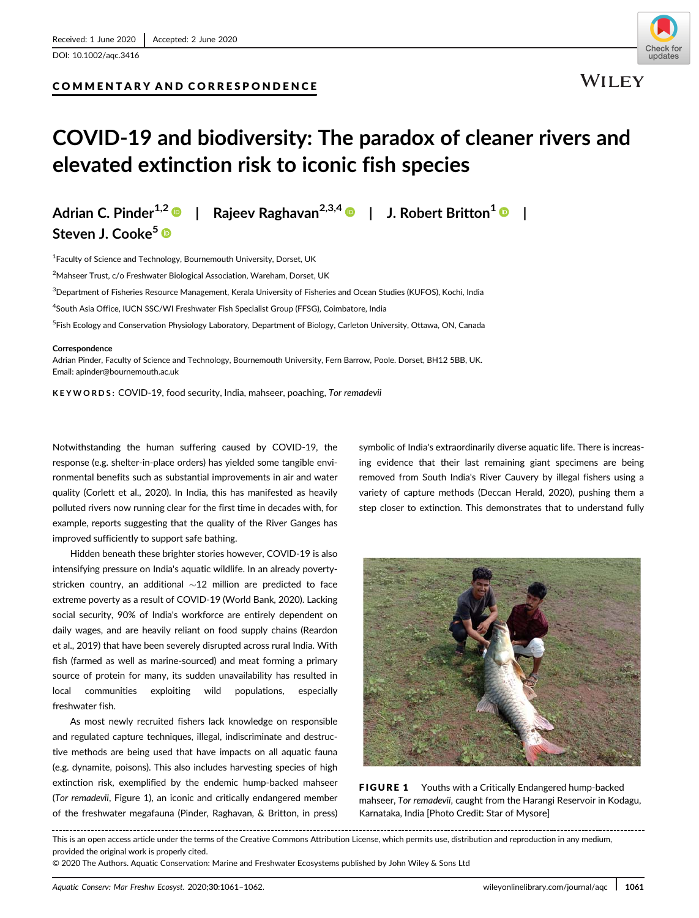Received: 1 June 2020 | Accepted: 2 June 2020

DOI: 10.1002/aqc.3416

COMMENTARY AND CORRESPONDENCE

# COVID-19 and biodiversity: The paradox of cleaner rivers and elevated extinction risk to iconic fish species

Adrian C. Pinder[1,2] | Rajeev Raghavan[2,3,4] | J. Robert Britton[1] | Steven J. Cooke[5]

[1]Faculty of Science and Technology, Bournemouth University, Dorset, UK

[2]Mahseer Trust, c/o Freshwater Biological Association, Wareham, Dorset, UK

[3]Department of Fisheries Resource Management, Kerala University of Fisheries and Ocean Studies (KUFOS), Kochi, India

[4]South Asia Office, IUCN SSC/WI Freshwater Fish Specialist Group (FFSG), Coimbatore, India

[5]Fish Ecology and Conservation Physiology Laboratory, Department of Biology, Carleton University, Ottawa, ON, Canada

**Correspondence**
Adrian Pinder, Faculty of Science and Technology, Bournemouth University, Fern Barrow, Poole. Dorset, BH12 5BB, UK.
Email: apinder@bournemouth.ac.uk

**KEYWORDS:** COVID-19, food security, India, mahseer, poaching, *Tor remadevii*

Notwithstanding the human suffering caused by COVID-19, the response (e.g. shelter-in-place orders) has yielded some tangible environmental benefits such as substantial improvements in air and water quality (Corlett et al., 2020). In India, this has manifested as heavily polluted rivers now running clear for the first time in decades with, for example, reports suggesting that the quality of the River Ganges has improved sufficiently to support safe bathing.

Hidden beneath these brighter stories however, COVID-19 is also intensifying pressure on India's aquatic wildlife. In an already poverty-stricken country, an additional ~12 million are predicted to face extreme poverty as a result of COVID-19 (World Bank, 2020). Lacking social security, 90% of India's workforce are entirely dependent on daily wages, and are heavily reliant on food supply chains (Reardon et al., 2019) that have been severely disrupted across rural India. With fish (farmed as well as marine-sourced) and meat forming a primary source of protein for many, its sudden unavailability has resulted in local communities exploiting wild populations, especially freshwater fish.

As most newly recruited fishers lack knowledge on responsible and regulated capture techniques, illegal, indiscriminate and destructive methods are being used that have impacts on all aquatic fauna (e.g. dynamite, poisons). This also includes harvesting species of high extinction risk, exemplified by the endemic hump-backed mahseer (*Tor remadevii*, Figure 1), an iconic and critically endangered member of the freshwater megafauna (Pinder, Raghavan, & Britton, in press) symbolic of India's extraordinarily diverse aquatic life. There is increasing evidence that their last remaining giant specimens are being removed from South India's River Cauvery by illegal fishers using a variety of capture methods (Deccan Herald, 2020), pushing them a step closer to extinction. This demonstrates that to understand fully

**FIGURE 1** Youths with a Critically Endangered hump-backed mahseer, *Tor remadevii*, caught from the Harangi Reservoir in Kodagu, Karnataka, India [Photo Credit: Star of Mysore]

This is an open access article under the terms of the Creative Commons Attribution License, which permits use, distribution and reproduction in any medium, provided the original work is properly cited.
© 2020 The Authors. Aquatic Conservation: Marine and Freshwater Ecosystems published by John Wiley & Sons Ltd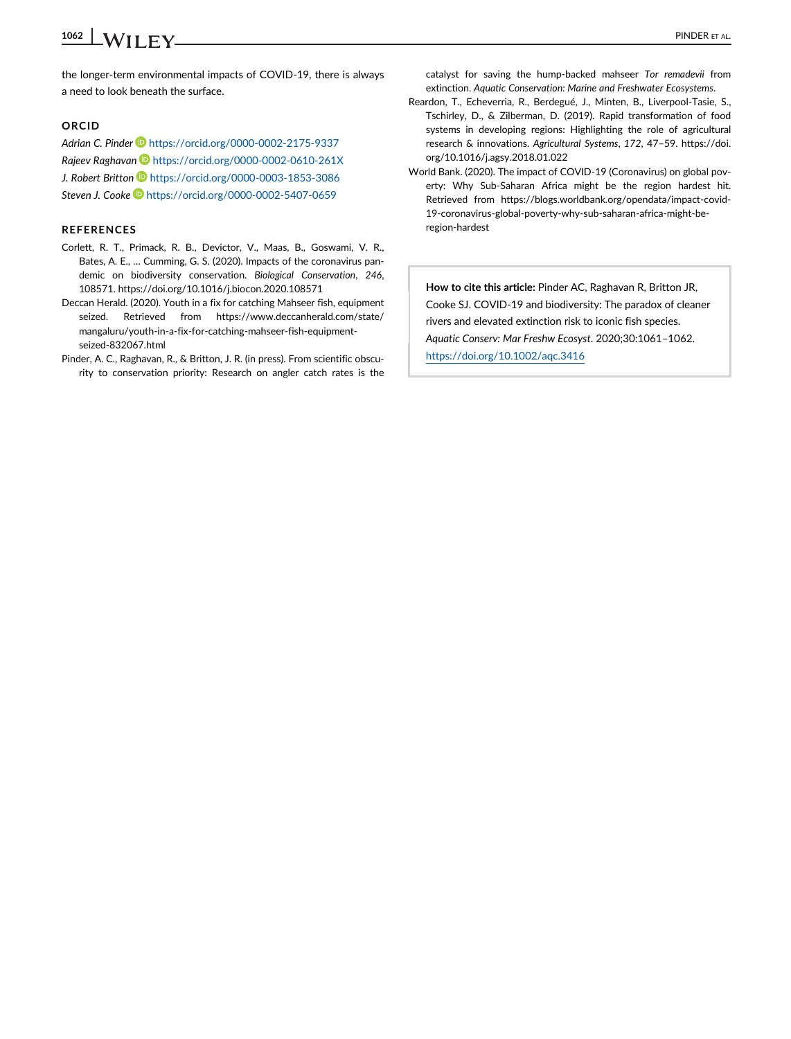the longer-term environmental impacts of COVID-19, there is always a need to look beneath the surface.

## ORCID

*Adrian C. Pinder* https://orcid.org/0000-0002-2175-9337

*Rajeev Raghavan* https://orcid.org/0000-0002-0610-261X

*J. Robert Britton* https://orcid.org/0000-0003-1853-3086

*Steven J. Cooke* https://orcid.org/0000-0002-5407-0659

## REFERENCES

Corlett, R. T., Primack, R. B., Devictor, V., Maas, B., Goswami, V. R., Bates, A. E., … Cumming, G. S. (2020). Impacts of the coronavirus pandemic on biodiversity conservation. *Biological Conservation*, *246*, 108571. https://doi.org/10.1016/j.biocon.2020.108571

Deccan Herald. (2020). Youth in a fix for catching Mahseer fish, equipment seized. Retrieved from https://www.deccanherald.com/state/mangaluru/youth-in-a-fix-for-catching-mahseer-fish-equipment-seized-832067.html

Pinder, A. C., Raghavan, R., & Britton, J. R. (in press). From scientific obscurity to conservation priority: Research on angler catch rates is the catalyst for saving the hump-backed mahseer *Tor remadevii* from extinction. *Aquatic Conservation: Marine and Freshwater Ecosystems*.

Reardon, T., Echeverria, R., Berdegué, J., Minten, B., Liverpool-Tasie, S., Tschirley, D., & Zilberman, D. (2019). Rapid transformation of food systems in developing regions: Highlighting the role of agricultural research & innovations. *Agricultural Systems*, *172*, 47–59. https://doi.org/10.1016/j.agsy.2018.01.022

World Bank. (2020). The impact of COVID-19 (Coronavirus) on global poverty: Why Sub-Saharan Africa might be the region hardest hit. Retrieved from https://blogs.worldbank.org/opendata/impact-covid-19-coronavirus-global-poverty-why-sub-saharan-africa-might-be-region-hardest

**How to cite this article:** Pinder AC, Raghavan R, Britton JR, Cooke SJ. COVID-19 and biodiversity: The paradox of cleaner rivers and elevated extinction risk to iconic fish species. *Aquatic Conserv: Mar Freshw Ecosyst*. 2020;30:1061–1062. https://doi.org/10.1002/aqc.3416